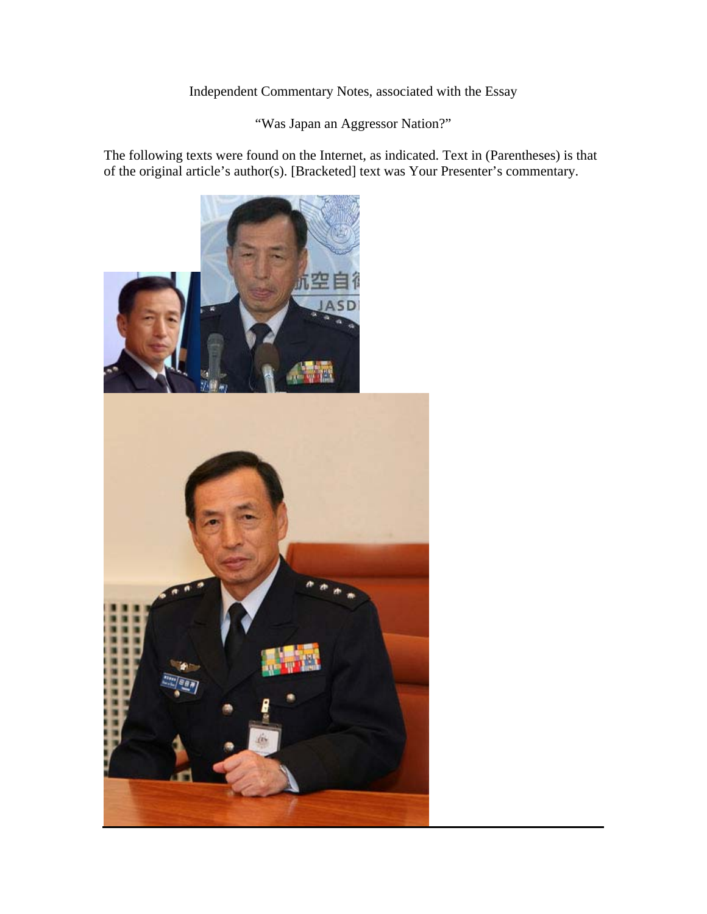Independent Commentary Notes, associated with the Essay

"Was Japan an Aggressor Nation?"

The following texts were found on the Internet, as indicated. Text in (Parentheses) is that of the original article's author(s). [Bracketed] text was Your Presenter's commentary.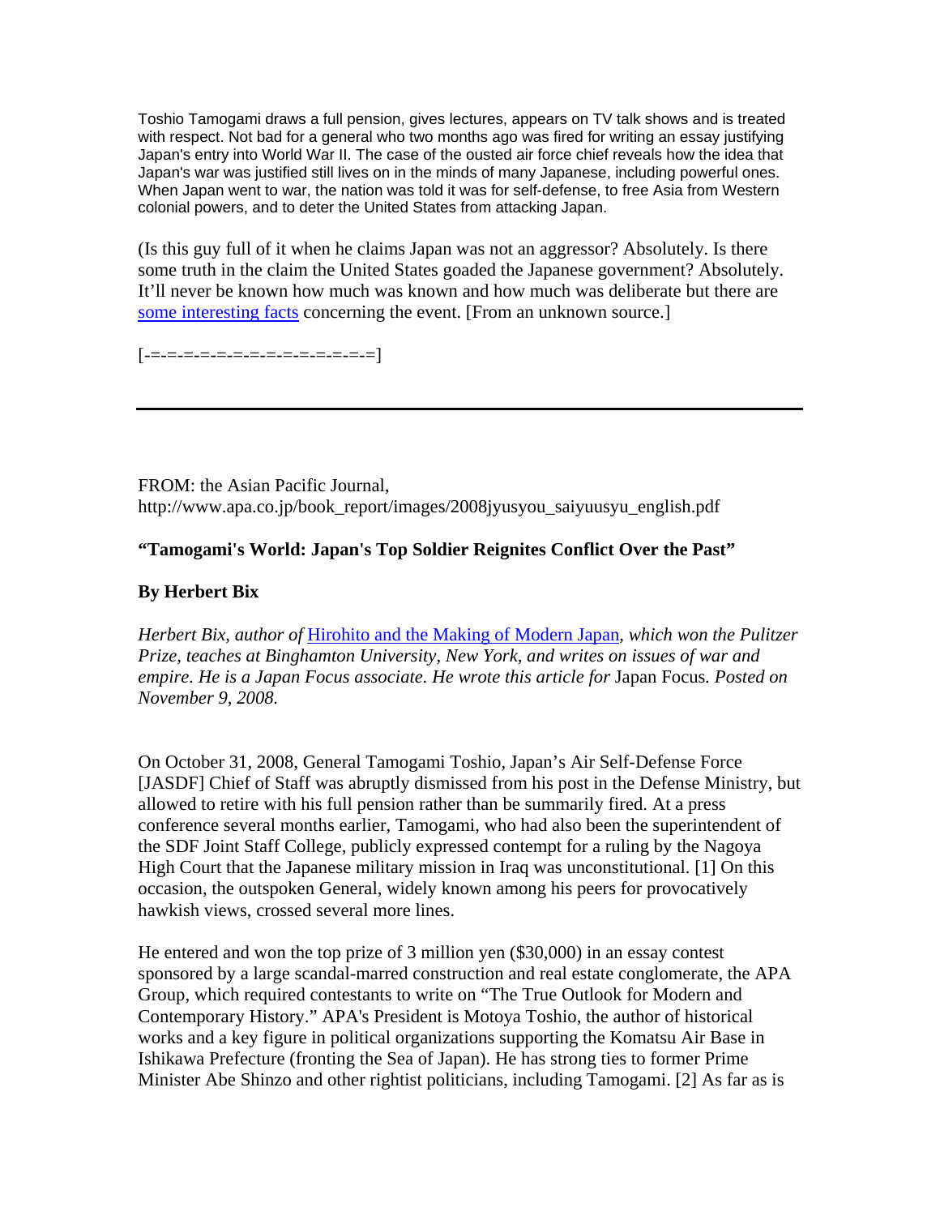Toshio Tamogami draws a full pension, gives lectures, appears on TV talk shows and is treated with respect. Not bad for a general who two months ago was fired for writing an essay justifying Japan's entry into World War II. The case of the ousted air force chief reveals how the idea that Japan's war was justified still lives on in the minds of many Japanese, including powerful ones. When Japan went to war, the nation was told it was for self-defense, to free Asia from Western colonial powers, and to deter the United States from attacking Japan.

(Is this guy full of it when he claims Japan was not an aggressor? Absolutely. Is there some truth in the claim the United States goaded the Japanese government? Absolutely. It'll never be known how much was known and how much was deliberate but there are some interesting facts concerning the event. [From an unknown source.]

[-=-=-=-=-=-=-=-=-=-=-=-=-=-=]

---

FROM: the Asian Pacific Journal, http://www.apa.co.jp/book_report/images/2008jyusyou_saiyuusyu_english.pdf

**"Tamogami's World: Japan's Top Soldier Reignites Conflict Over the Past"**

**By Herbert Bix**

*Herbert Bix, author of* Hirohito and the Making of Modern Japan*, which won the Pulitzer Prize, teaches at Binghamton University, New York, and writes on issues of war and empire. He is a Japan Focus associate. He wrote this article for* Japan Focus*. Posted on November 9, 2008.*

On October 31, 2008, General Tamogami Toshio, Japan's Air Self-Defense Force [JASDF] Chief of Staff was abruptly dismissed from his post in the Defense Ministry, but allowed to retire with his full pension rather than be summarily fired. At a press conference several months earlier, Tamogami, who had also been the superintendent of the SDF Joint Staff College, publicly expressed contempt for a ruling by the Nagoya High Court that the Japanese military mission in Iraq was unconstitutional. [1] On this occasion, the outspoken General, widely known among his peers for provocatively hawkish views, crossed several more lines.

He entered and won the top prize of 3 million yen ($30,000) in an essay contest sponsored by a large scandal-marred construction and real estate conglomerate, the APA Group, which required contestants to write on "The True Outlook for Modern and Contemporary History." APA's President is Motoya Toshio, the author of historical works and a key figure in political organizations supporting the Komatsu Air Base in Ishikawa Prefecture (fronting the Sea of Japan). He has strong ties to former Prime Minister Abe Shinzo and other rightist politicians, including Tamogami. [2] As far as is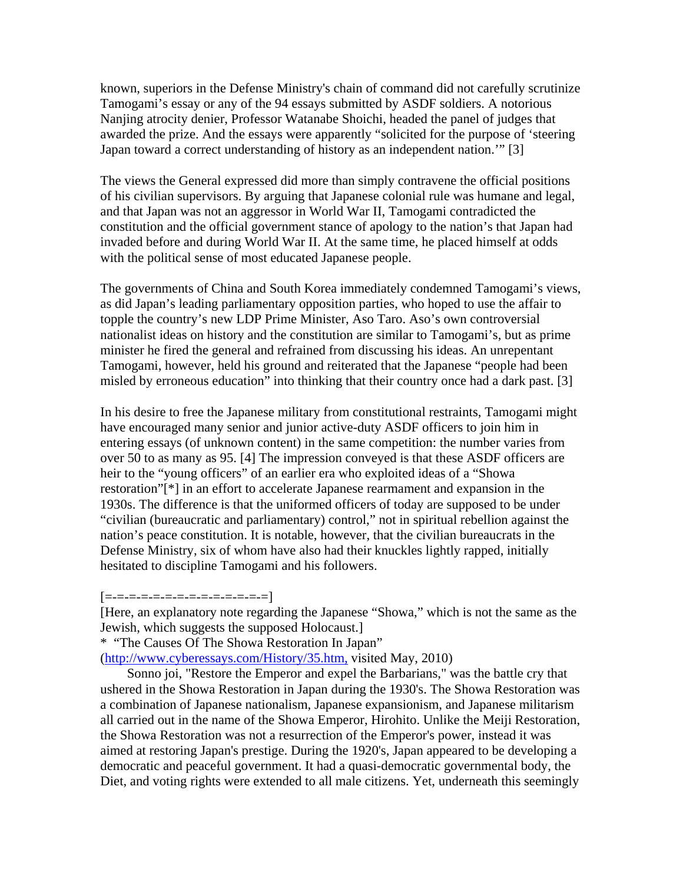known, superiors in the Defense Ministry's chain of command did not carefully scrutinize Tamogami's essay or any of the 94 essays submitted by ASDF soldiers. A notorious Nanjing atrocity denier, Professor Watanabe Shoichi, headed the panel of judges that awarded the prize. And the essays were apparently "solicited for the purpose of 'steering Japan toward a correct understanding of history as an independent nation.'" [3]

The views the General expressed did more than simply contravene the official positions of his civilian supervisors. By arguing that Japanese colonial rule was humane and legal, and that Japan was not an aggressor in World War II, Tamogami contradicted the constitution and the official government stance of apology to the nation's that Japan had invaded before and during World War II. At the same time, he placed himself at odds with the political sense of most educated Japanese people.

The governments of China and South Korea immediately condemned Tamogami's views, as did Japan's leading parliamentary opposition parties, who hoped to use the affair to topple the country's new LDP Prime Minister, Aso Taro. Aso's own controversial nationalist ideas on history and the constitution are similar to Tamogami's, but as prime minister he fired the general and refrained from discussing his ideas. An unrepentant Tamogami, however, held his ground and reiterated that the Japanese "people had been misled by erroneous education" into thinking that their country once had a dark past. [3]

In his desire to free the Japanese military from constitutional restraints, Tamogami might have encouraged many senior and junior active-duty ASDF officers to join him in entering essays (of unknown content) in the same competition: the number varies from over 50 to as many as 95. [4] The impression conveyed is that these ASDF officers are heir to the "young officers" of an earlier era who exploited ideas of a "Showa restoration"[*] in an effort to accelerate Japanese rearmament and expansion in the 1930s. The difference is that the uniformed officers of today are supposed to be under "civilian (bureaucratic and parliamentary) control," not in spiritual rebellion against the nation's peace constitution. It is notable, however, that the civilian bureaucrats in the Defense Ministry, six of whom have also had their knuckles lightly rapped, initially hesitated to discipline Tamogami and his followers.

[=-=-=-=-=-=-=-=-=-=-=-=-=-=]

[Here, an explanatory note regarding the Japanese "Showa," which is not the same as the Jewish, which suggests the supposed Holocaust.]

\* "The Causes Of The Showa Restoration In Japan" ([http://www.cyberessays.com/History/35.htm,](http://www.cyberessays.com/History/35.htm) visited May, 2010)

Sonno joi, "Restore the Emperor and expel the Barbarians," was the battle cry that ushered in the Showa Restoration in Japan during the 1930's. The Showa Restoration was a combination of Japanese nationalism, Japanese expansionism, and Japanese militarism all carried out in the name of the Showa Emperor, Hirohito. Unlike the Meiji Restoration, the Showa Restoration was not a resurrection of the Emperor's power, instead it was aimed at restoring Japan's prestige. During the 1920's, Japan appeared to be developing a democratic and peaceful government. It had a quasi-democratic governmental body, the Diet, and voting rights were extended to all male citizens. Yet, underneath this seemingly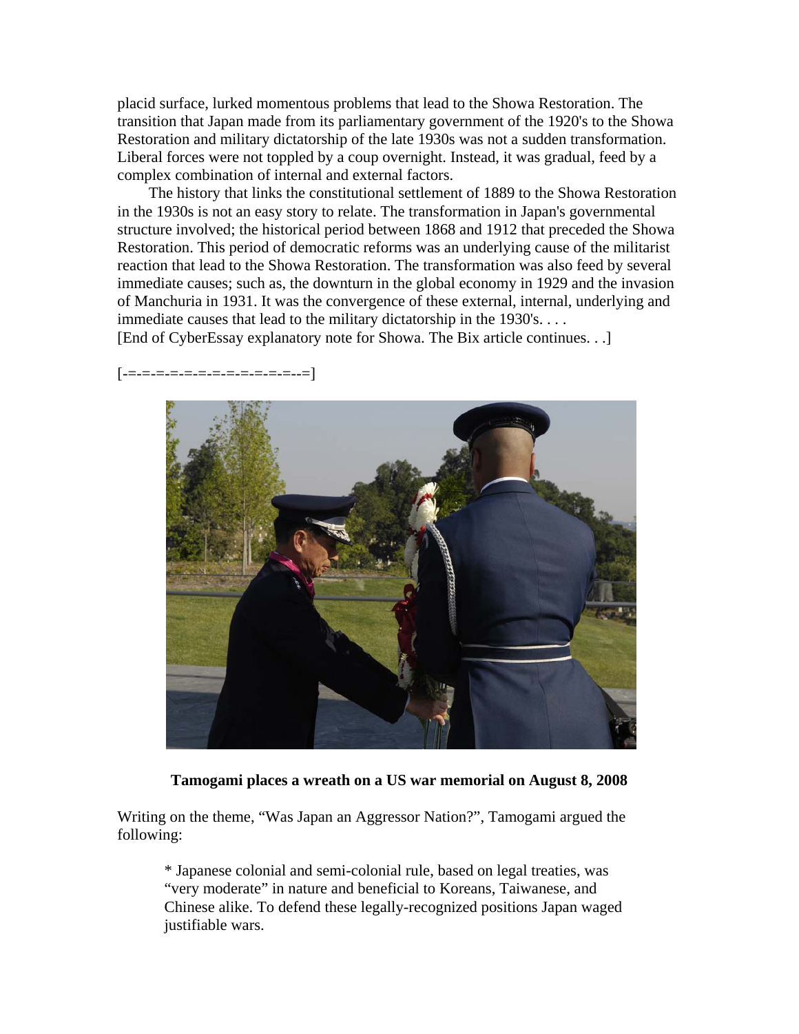placid surface, lurked momentous problems that lead to the Showa Restoration. The transition that Japan made from its parliamentary government of the 1920's to the Showa Restoration and military dictatorship of the late 1930s was not a sudden transformation. Liberal forces were not toppled by a coup overnight. Instead, it was gradual, feed by a complex combination of internal and external factors.

The history that links the constitutional settlement of 1889 to the Showa Restoration in the 1930s is not an easy story to relate. The transformation in Japan's governmental structure involved; the historical period between 1868 and 1912 that preceded the Showa Restoration. This period of democratic reforms was an underlying cause of the militarist reaction that lead to the Showa Restoration. The transformation was also feed by several immediate causes; such as, the downturn in the global economy in 1929 and the invasion of Manchuria in 1931. It was the convergence of these external, internal, underlying and immediate causes that lead to the military dictatorship in the 1930's. . . .
[End of CyberEssay explanatory note for Showa. The Bix article continues. . .]

[-=-=-=-=-=-=-=-=-=-=-=-=--=]

**Tamogami places a wreath on a US war memorial on August 8, 2008**

Writing on the theme, "Was Japan an Aggressor Nation?", Tamogami argued the following:

> * Japanese colonial and semi-colonial rule, based on legal treaties, was "very moderate" in nature and beneficial to Koreans, Taiwanese, and Chinese alike. To defend these legally-recognized positions Japan waged justifiable wars.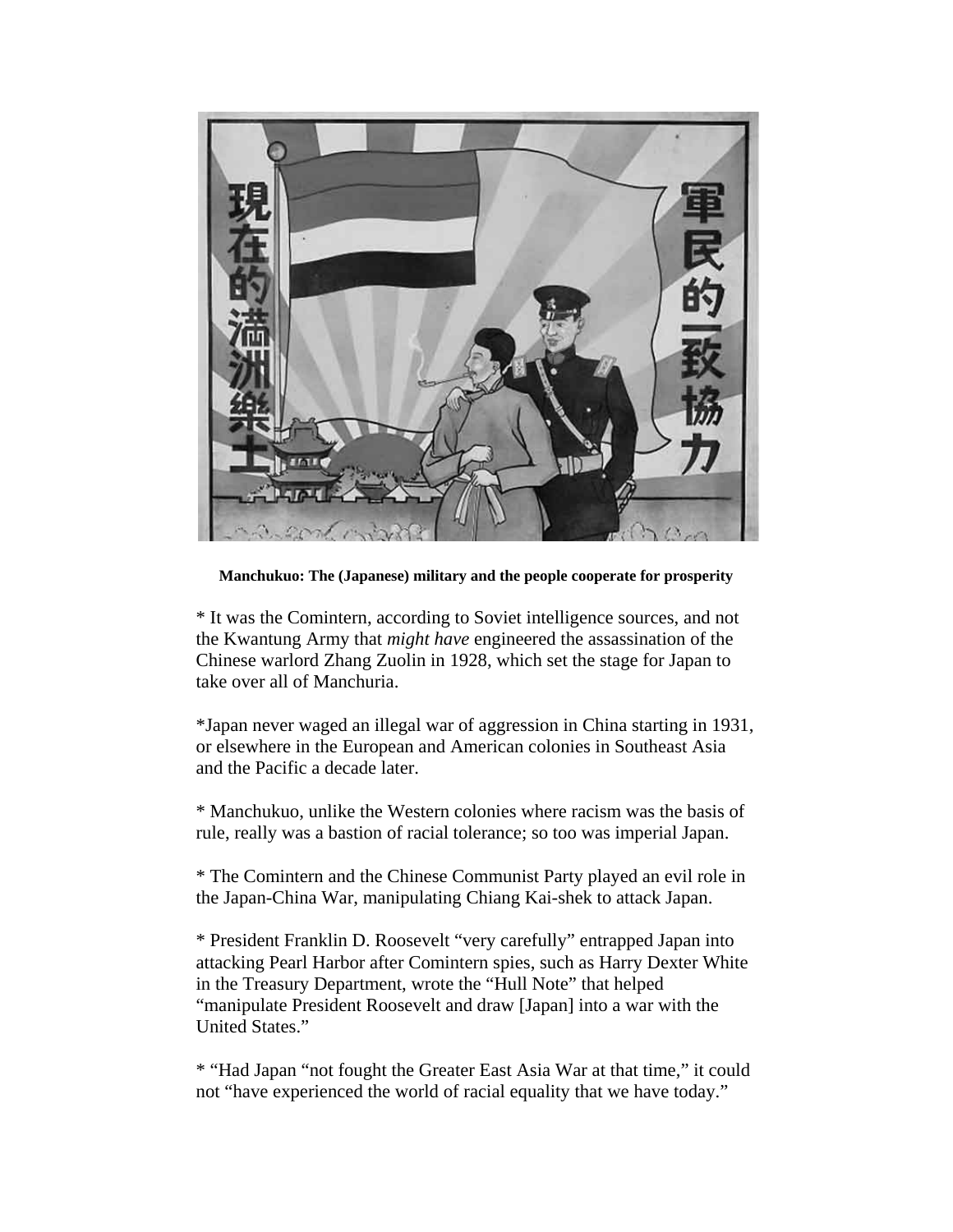**Manchukuo: The (Japanese) military and the people cooperate for prosperity**

* It was the Comintern, according to Soviet intelligence sources, and not the Kwantung Army that *might have* engineered the assassination of the Chinese warlord Zhang Zuolin in 1928, which set the stage for Japan to take over all of Manchuria.

*Japan never waged an illegal war of aggression in China starting in 1931, or elsewhere in the European and American colonies in Southeast Asia and the Pacific a decade later.

* Manchukuo, unlike the Western colonies where racism was the basis of rule, really was a bastion of racial tolerance; so too was imperial Japan.

* The Comintern and the Chinese Communist Party played an evil role in the Japan-China War, manipulating Chiang Kai-shek to attack Japan.

* President Franklin D. Roosevelt "very carefully" entrapped Japan into attacking Pearl Harbor after Comintern spies, such as Harry Dexter White in the Treasury Department, wrote the "Hull Note" that helped "manipulate President Roosevelt and draw [Japan] into a war with the United States."

* "Had Japan "not fought the Greater East Asia War at that time," it could not "have experienced the world of racial equality that we have today."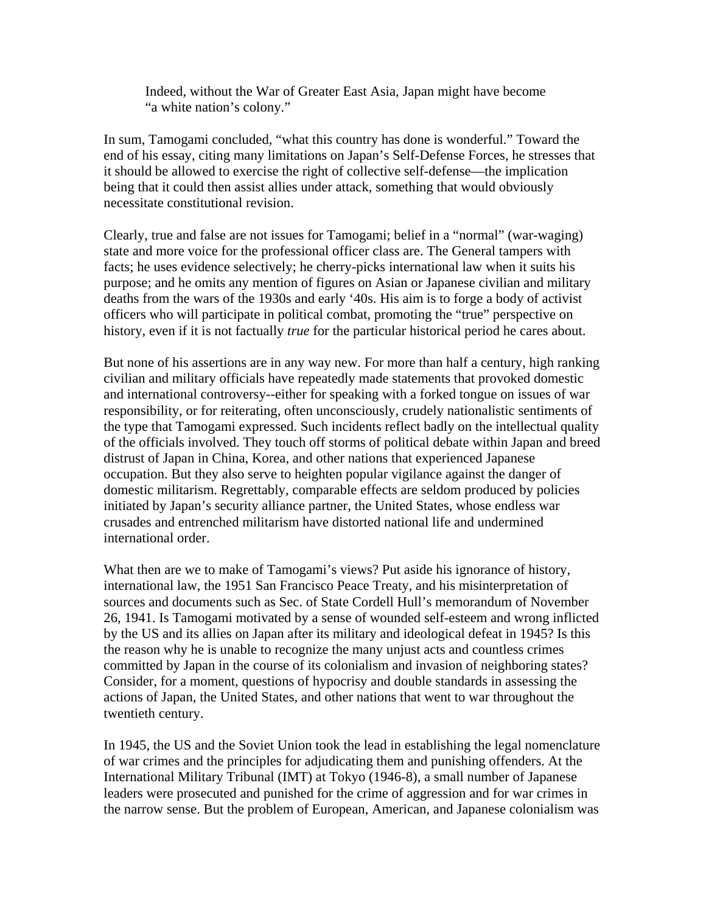> Indeed, without the War of Greater East Asia, Japan might have become "a white nation's colony."

In sum, Tamogami concluded, "what this country has done is wonderful." Toward the end of his essay, citing many limitations on Japan's Self-Defense Forces, he stresses that it should be allowed to exercise the right of collective self-defense—the implication being that it could then assist allies under attack, something that would obviously necessitate constitutional revision.

Clearly, true and false are not issues for Tamogami; belief in a "normal" (war-waging) state and more voice for the professional officer class are. The General tampers with facts; he uses evidence selectively; he cherry-picks international law when it suits his purpose; and he omits any mention of figures on Asian or Japanese civilian and military deaths from the wars of the 1930s and early '40s. His aim is to forge a body of activist officers who will participate in political combat, promoting the "true" perspective on history, even if it is not factually *true* for the particular historical period he cares about.

But none of his assertions are in any way new. For more than half a century, high ranking civilian and military officials have repeatedly made statements that provoked domestic and international controversy--either for speaking with a forked tongue on issues of war responsibility, or for reiterating, often unconsciously, crudely nationalistic sentiments of the type that Tamogami expressed. Such incidents reflect badly on the intellectual quality of the officials involved. They touch off storms of political debate within Japan and breed distrust of Japan in China, Korea, and other nations that experienced Japanese occupation. But they also serve to heighten popular vigilance against the danger of domestic militarism. Regrettably, comparable effects are seldom produced by policies initiated by Japan's security alliance partner, the United States, whose endless war crusades and entrenched militarism have distorted national life and undermined international order.

What then are we to make of Tamogami's views? Put aside his ignorance of history, international law, the 1951 San Francisco Peace Treaty, and his misinterpretation of sources and documents such as Sec. of State Cordell Hull's memorandum of November 26, 1941. Is Tamogami motivated by a sense of wounded self-esteem and wrong inflicted by the US and its allies on Japan after its military and ideological defeat in 1945? Is this the reason why he is unable to recognize the many unjust acts and countless crimes committed by Japan in the course of its colonialism and invasion of neighboring states? Consider, for a moment, questions of hypocrisy and double standards in assessing the actions of Japan, the United States, and other nations that went to war throughout the twentieth century.

In 1945, the US and the Soviet Union took the lead in establishing the legal nomenclature of war crimes and the principles for adjudicating them and punishing offenders. At the International Military Tribunal (IMT) at Tokyo (1946-8), a small number of Japanese leaders were prosecuted and punished for the crime of aggression and for war crimes in the narrow sense. But the problem of European, American, and Japanese colonialism was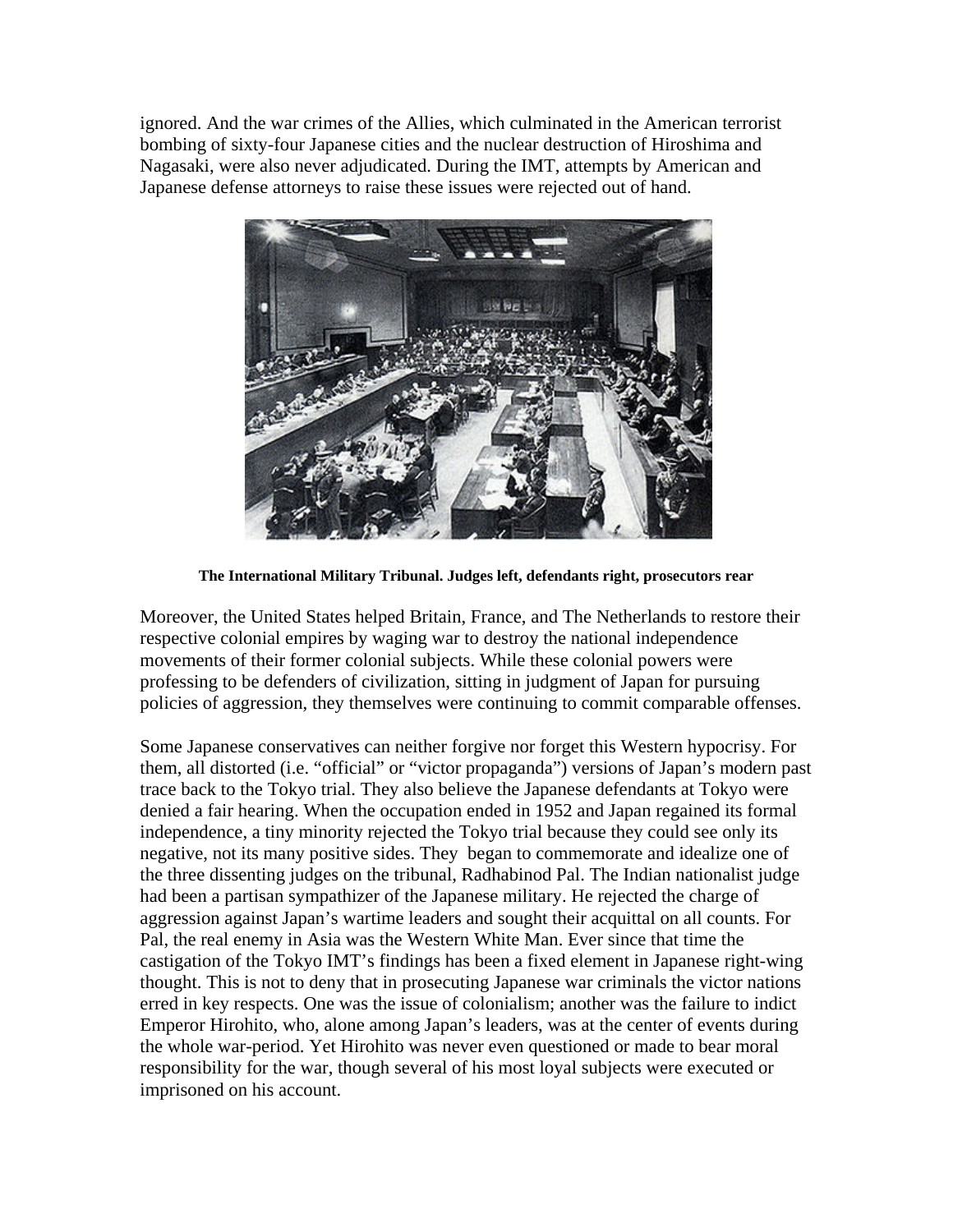ignored. And the war crimes of the Allies, which culminated in the American terrorist bombing of sixty-four Japanese cities and the nuclear destruction of Hiroshima and Nagasaki, were also never adjudicated. During the IMT, attempts by American and Japanese defense attorneys to raise these issues were rejected out of hand.

**The International Military Tribunal. Judges left, defendants right, prosecutors rear**

Moreover, the United States helped Britain, France, and The Netherlands to restore their respective colonial empires by waging war to destroy the national independence movements of their former colonial subjects. While these colonial powers were professing to be defenders of civilization, sitting in judgment of Japan for pursuing policies of aggression, they themselves were continuing to commit comparable offenses.

Some Japanese conservatives can neither forgive nor forget this Western hypocrisy. For them, all distorted (i.e. "official" or "victor propaganda") versions of Japan's modern past trace back to the Tokyo trial. They also believe the Japanese defendants at Tokyo were denied a fair hearing. When the occupation ended in 1952 and Japan regained its formal independence, a tiny minority rejected the Tokyo trial because they could see only its negative, not its many positive sides. They began to commemorate and idealize one of the three dissenting judges on the tribunal, Radhabinod Pal. The Indian nationalist judge had been a partisan sympathizer of the Japanese military. He rejected the charge of aggression against Japan's wartime leaders and sought their acquittal on all counts. For Pal, the real enemy in Asia was the Western White Man. Ever since that time the castigation of the Tokyo IMT's findings has been a fixed element in Japanese right-wing thought. This is not to deny that in prosecuting Japanese war criminals the victor nations erred in key respects. One was the issue of colonialism; another was the failure to indict Emperor Hirohito, who, alone among Japan's leaders, was at the center of events during the whole war-period. Yet Hirohito was never even questioned or made to bear moral responsibility for the war, though several of his most loyal subjects were executed or imprisoned on his account.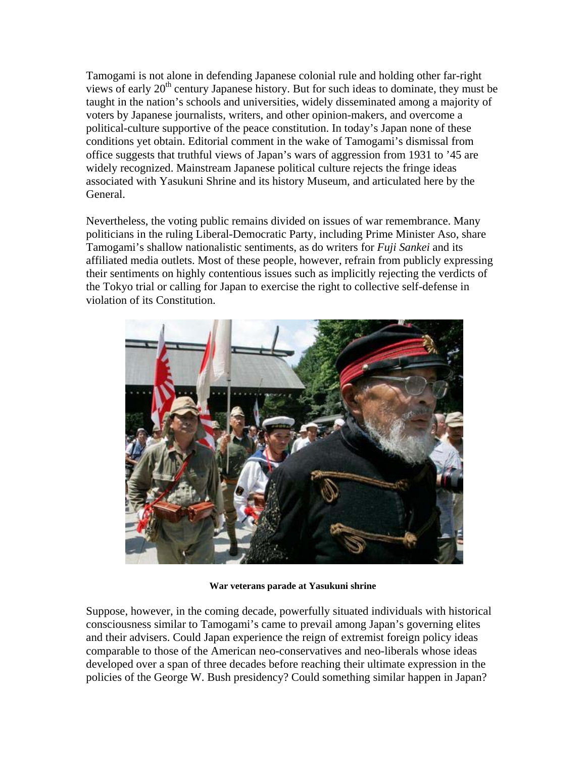Tamogami is not alone in defending Japanese colonial rule and holding other far-right views of early 20th century Japanese history. But for such ideas to dominate, they must be taught in the nation's schools and universities, widely disseminated among a majority of voters by Japanese journalists, writers, and other opinion-makers, and overcome a political-culture supportive of the peace constitution. In today's Japan none of these conditions yet obtain. Editorial comment in the wake of Tamogami's dismissal from office suggests that truthful views of Japan's wars of aggression from 1931 to '45 are widely recognized. Mainstream Japanese political culture rejects the fringe ideas associated with Yasukuni Shrine and its history Museum, and articulated here by the General.

Nevertheless, the voting public remains divided on issues of war remembrance. Many politicians in the ruling Liberal-Democratic Party, including Prime Minister Aso, share Tamogami's shallow nationalistic sentiments, as do writers for *Fuji Sankei* and its affiliated media outlets. Most of these people, however, refrain from publicly expressing their sentiments on highly contentious issues such as implicitly rejecting the verdicts of the Tokyo trial or calling for Japan to exercise the right to collective self-defense in violation of its Constitution.

**War veterans parade at Yasukuni shrine**

Suppose, however, in the coming decade, powerfully situated individuals with historical consciousness similar to Tamogami's came to prevail among Japan's governing elites and their advisers. Could Japan experience the reign of extremist foreign policy ideas comparable to those of the American neo-conservatives and neo-liberals whose ideas developed over a span of three decades before reaching their ultimate expression in the policies of the George W. Bush presidency? Could something similar happen in Japan?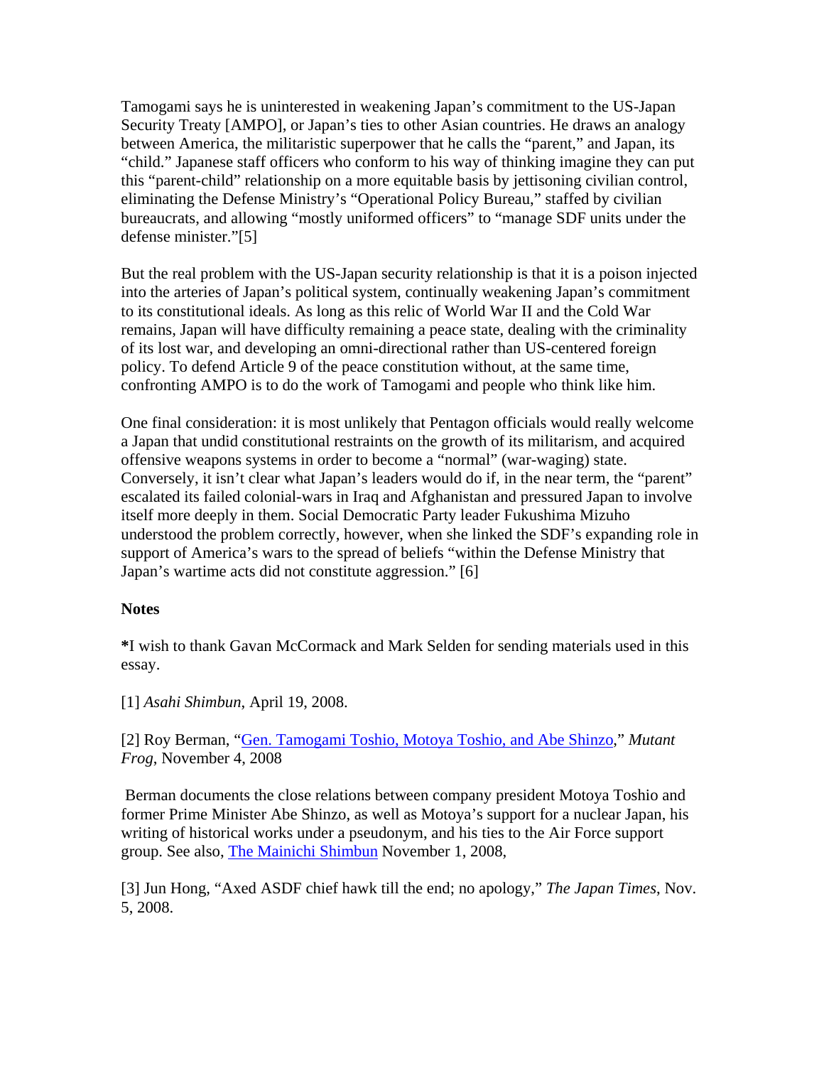Tamogami says he is uninterested in weakening Japan's commitment to the US-Japan Security Treaty [AMPO], or Japan's ties to other Asian countries. He draws an analogy between America, the militaristic superpower that he calls the "parent," and Japan, its "child." Japanese staff officers who conform to his way of thinking imagine they can put this "parent-child" relationship on a more equitable basis by jettisoning civilian control, eliminating the Defense Ministry's "Operational Policy Bureau," staffed by civilian bureaucrats, and allowing "mostly uniformed officers" to "manage SDF units under the defense minister."[5]

But the real problem with the US-Japan security relationship is that it is a poison injected into the arteries of Japan's political system, continually weakening Japan's commitment to its constitutional ideals. As long as this relic of World War II and the Cold War remains, Japan will have difficulty remaining a peace state, dealing with the criminality of its lost war, and developing an omni-directional rather than US-centered foreign policy. To defend Article 9 of the peace constitution without, at the same time, confronting AMPO is to do the work of Tamogami and people who think like him.

One final consideration: it is most unlikely that Pentagon officials would really welcome a Japan that undid constitutional restraints on the growth of its militarism, and acquired offensive weapons systems in order to become a "normal" (war-waging) state. Conversely, it isn't clear what Japan's leaders would do if, in the near term, the "parent" escalated its failed colonial-wars in Iraq and Afghanistan and pressured Japan to involve itself more deeply in them. Social Democratic Party leader Fukushima Mizuho understood the problem correctly, however, when she linked the SDF's expanding role in support of America's wars to the spread of beliefs "within the Defense Ministry that Japan's wartime acts did not constitute aggression." [6]

**Notes**

**\***I wish to thank Gavan McCormack and Mark Selden for sending materials used in this essay.

[1] *Asahi Shimbun*, April 19, 2008.

[2] Roy Berman, "Gen. Tamogami Toshio, Motoya Toshio, and Abe Shinzo," *Mutant Frog*, November 4, 2008

Berman documents the close relations between company president Motoya Toshio and former Prime Minister Abe Shinzo, as well as Motoya's support for a nuclear Japan, his writing of historical works under a pseudonym, and his ties to the Air Force support group. See also, The Mainichi Shimbun November 1, 2008,

[3] Jun Hong, "Axed ASDF chief hawk till the end; no apology," *The Japan Times*, Nov. 5, 2008.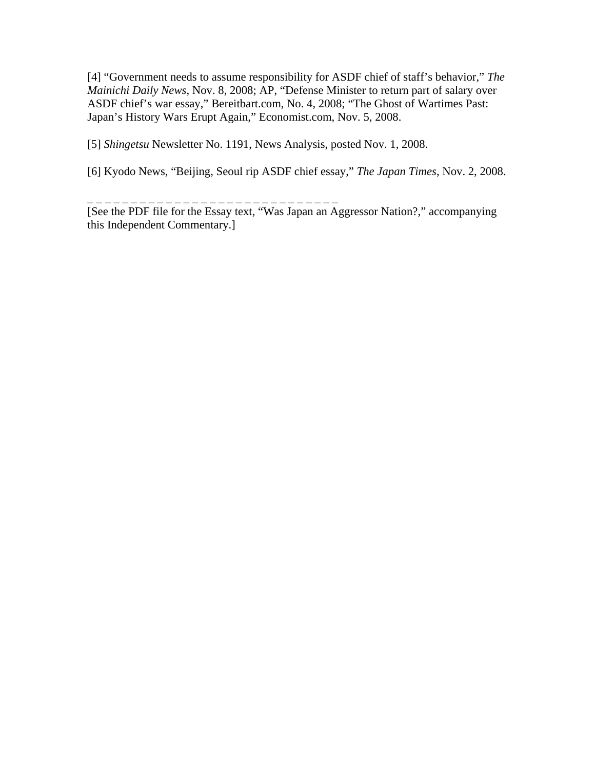[4] "Government needs to assume responsibility for ASDF chief of staff's behavior," *The Mainichi Daily News*, Nov. 8, 2008; AP, "Defense Minister to return part of salary over ASDF chief's war essay," Bereitbart.com, No. 4, 2008; "The Ghost of Wartimes Past: Japan's History Wars Erupt Again," Economist.com, Nov. 5, 2008.

[5] *Shingetsu* Newsletter No. 1191, News Analysis, posted Nov. 1, 2008.

[6] Kyodo News, "Beijing, Seoul rip ASDF chief essay," *The Japan Times*, Nov. 2, 2008.

_ _ _ _ _ _ _ _ _ _ _ _ _ _ _ _ _ _ _ _ _ _ _ _ _ _ _ _ _ _

[See the PDF file for the Essay text, "Was Japan an Aggressor Nation?," accompanying this Independent Commentary.]